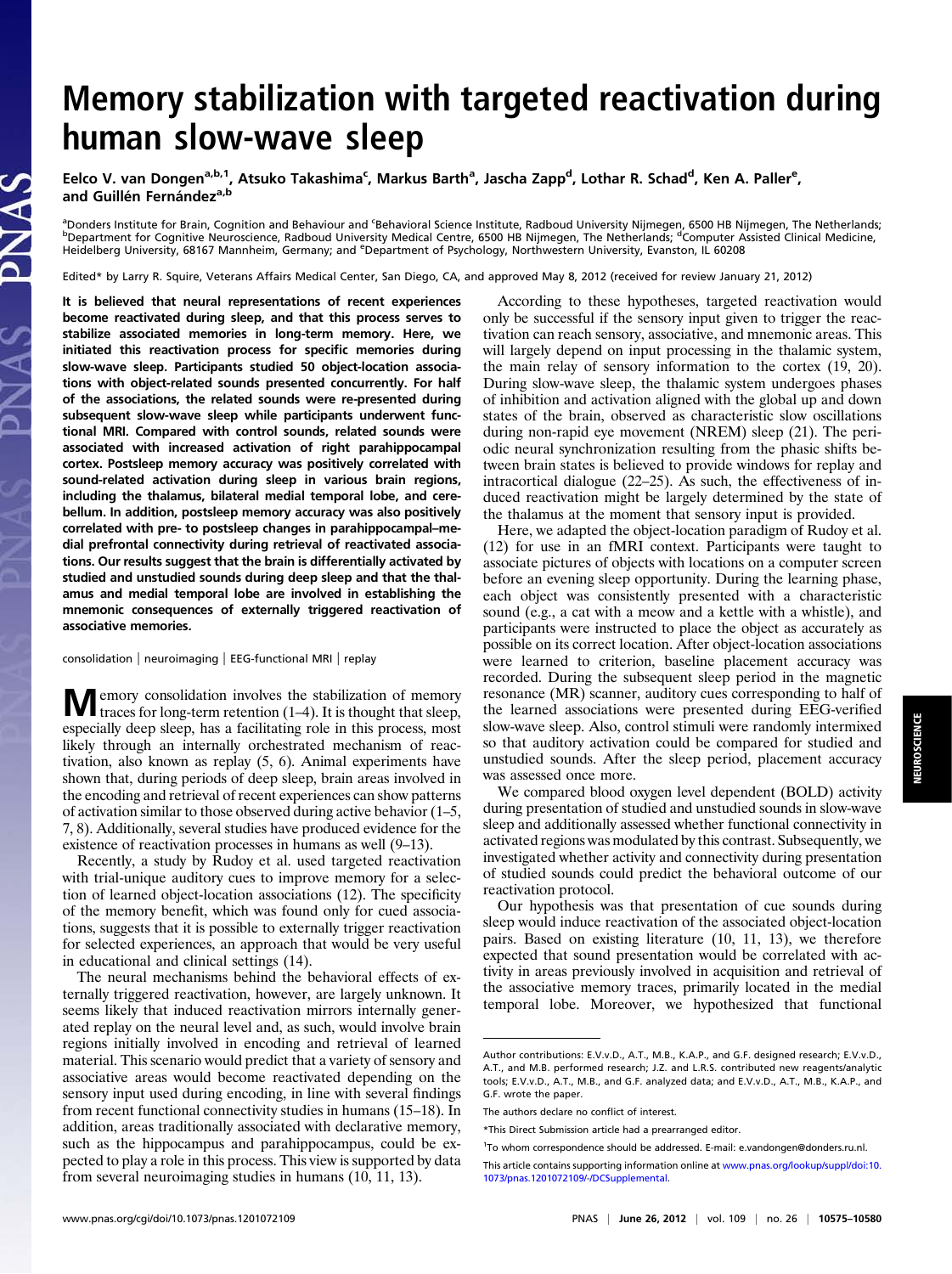# Memory stabilization with targeted reactivation during human slow-wave sleep

Eelco V. van Dongen[a,b,1], Atsuko Takashima[c], Markus Barth[a], Jascha Zapp[d], Lothar R. Schad[d], Ken A. Paller[e], and Guillén Fernández[a,b]

[a]Donders Institute for Brain, Cognition and Behaviour and [c]Behavioral Science Institute, Radboud University Nijmegen, 6500 HB Nijmegen, The Netherlands; [b]Department for Cognitive Neuroscience, Radboud University Medical Centre, 6500 HB Nijmegen, The Netherlands; [d]Computer Assisted Clinical Medicine, Heidelberg University, 68167 Mannheim, Germany; and [e]Department of Psychology, Northwestern University, Evanston, IL 60208

Edited* by Larry R. Squire, Veterans Affairs Medical Center, San Diego, CA, and approved May 8, 2012 (received for review January 21, 2012)

**It is believed that neural representations of recent experiences become reactivated during sleep, and that this process serves to stabilize associated memories in long-term memory. Here, we initiated this reactivation process for specific memories during slow-wave sleep. Participants studied 50 object-location associations with object-related sounds presented concurrently. For half of the associations, the related sounds were re-presented during subsequent slow-wave sleep while participants underwent functional MRI. Compared with control sounds, related sounds were associated with increased activation of right parahippocampal cortex. Postsleep memory accuracy was positively correlated with sound-related activation during sleep in various brain regions, including the thalamus, bilateral medial temporal lobe, and cerebellum. In addition, postsleep memory accuracy was also positively correlated with pre- to postsleep changes in parahippocampal–medial prefrontal connectivity during retrieval of reactivated associations. Our results suggest that the brain is differentially activated by studied and unstudied sounds during deep sleep and that the thalamus and medial temporal lobe are involved in establishing the mnemonic consequences of externally triggered reactivation of associative memories.**

consolidation | neuroimaging | EEG-functional MRI | replay

Memory consolidation involves the stabilization of memory traces for long-term retention (1–4). It is thought that sleep, especially deep sleep, has a facilitating role in this process, most likely through an internally orchestrated mechanism of reactivation, also known as replay (5, 6). Animal experiments have shown that, during periods of deep sleep, brain areas involved in the encoding and retrieval of recent experiences can show patterns of activation similar to those observed during active behavior (1–5, 7, 8). Additionally, several studies have produced evidence for the existence of reactivation processes in humans as well (9–13).

Recently, a study by Rudoy et al. used targeted reactivation with trial-unique auditory cues to improve memory for a selection of learned object-location associations (12). The specificity of the memory benefit, which was found only for cued associations, suggests that it is possible to externally trigger reactivation for selected experiences, an approach that would be very useful in educational and clinical settings (14).

The neural mechanisms behind the behavioral effects of externally triggered reactivation, however, are largely unknown. It seems likely that induced reactivation mirrors internally generated replay on the neural level and, as such, would involve brain regions initially involved in encoding and retrieval of learned material. This scenario would predict that a variety of sensory and associative areas would become reactivated depending on the sensory input used during encoding, in line with several findings from recent functional connectivity studies in humans (15–18). In addition, areas traditionally associated with declarative memory, such as the hippocampus and parahippocampus, could be expected to play a role in this process. This view is supported by data from several neuroimaging studies in humans (10, 11, 13).

According to these hypotheses, targeted reactivation would only be successful if the sensory input given to trigger the reactivation can reach sensory, associative, and mnemonic areas. This will largely depend on input processing in the thalamic system, the main relay of sensory information to the cortex (19, 20). During slow-wave sleep, the thalamic system undergoes phases of inhibition and activation aligned with the global up and down states of the brain, observed as characteristic slow oscillations during non-rapid eye movement (NREM) sleep (21). The periodic neural synchronization resulting from the phasic shifts between brain states is believed to provide windows for replay and intracortical dialogue (22–25). As such, the effectiveness of induced reactivation might be largely determined by the state of the thalamus at the moment that sensory input is provided.

Here, we adapted the object-location paradigm of Rudoy et al. (12) for use in an fMRI context. Participants were taught to associate pictures of objects with locations on a computer screen before an evening sleep opportunity. During the learning phase, each object was consistently presented with a characteristic sound (e.g., a cat with a meow and a kettle with a whistle), and participants were instructed to place the object as accurately as possible on its correct location. After object-location associations were learned to criterion, baseline placement accuracy was recorded. During the subsequent sleep period in the magnetic resonance (MR) scanner, auditory cues corresponding to half of the learned associations were presented during EEG-verified slow-wave sleep. Also, control stimuli were randomly intermixed so that auditory activation could be compared for studied and unstudied sounds. After the sleep period, placement accuracy was assessed once more.

We compared blood oxygen level dependent (BOLD) activity during presentation of studied and unstudied sounds in slow-wave sleep and additionally assessed whether functional connectivity in activated regions was modulated by this contrast. Subsequently, we investigated whether activity and connectivity during presentation of studied sounds could predict the behavioral outcome of our reactivation protocol.

Our hypothesis was that presentation of cue sounds during sleep would induce reactivation of the associated object-location pairs. Based on existing literature (10, 11, 13), we therefore expected that sound presentation would be correlated with activity in areas previously involved in acquisition and retrieval of the associative memory traces, primarily located in the medial temporal lobe. Moreover, we hypothesized that functional

Author contributions: E.V.v.D., A.T., M.B., K.A.P., and G.F. designed research; E.V.v.D., A.T., and M.B. performed research; J.Z. and L.R.S. contributed new reagents/analytic tools; E.V.v.D., A.T., M.B., and G.F. analyzed data; and E.V.v.D., A.T., M.B., K.A.P., and G.F. wrote the paper.

The authors declare no conflict of interest.

*This Direct Submission article had a prearranged editor.

[1]To whom correspondence should be addressed. E-mail: e.vandongen@donders.ru.nl.

This article contains supporting information online at www.pnas.org/lookup/suppl/doi:10.1073/pnas.1201072109/-/DCSupplemental.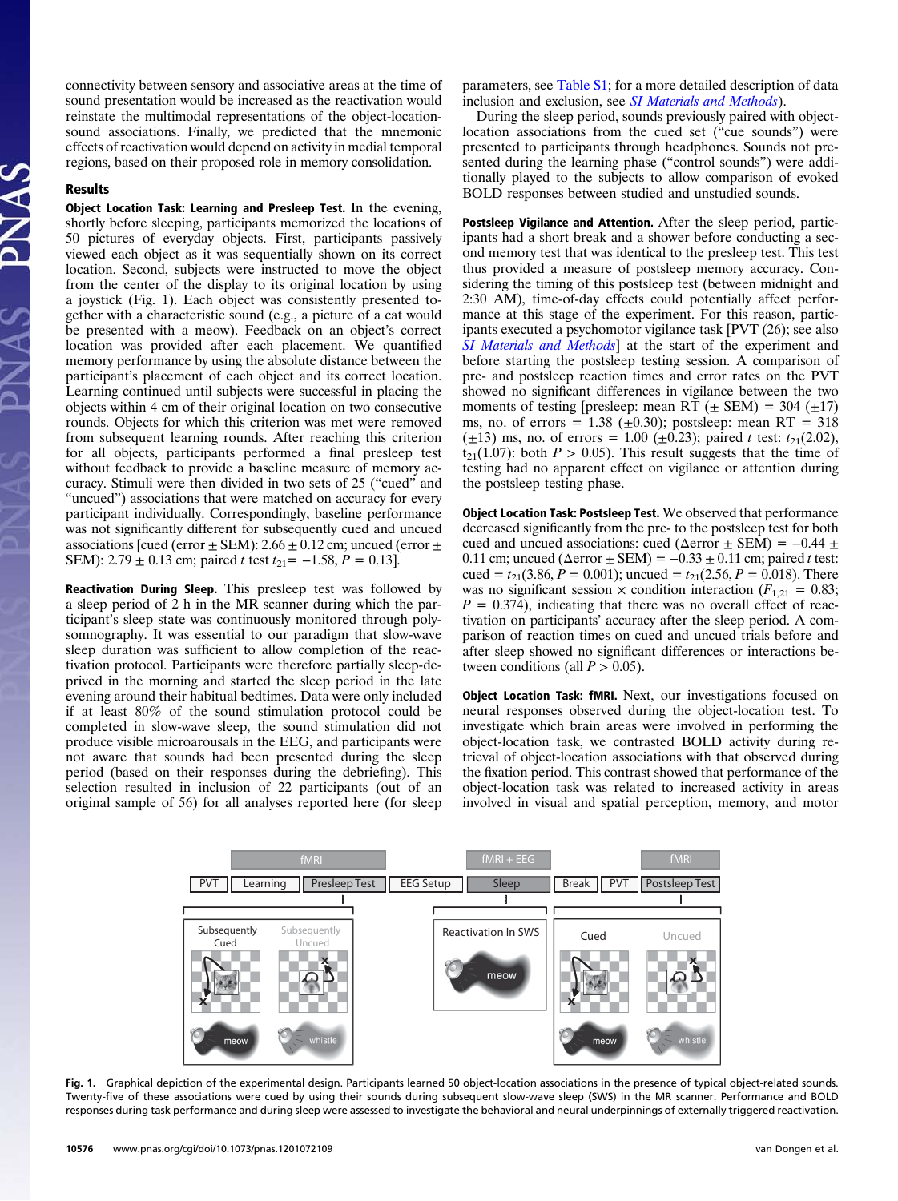connectivity between sensory and associative areas at the time of sound presentation would be increased as the reactivation would reinstate the multimodal representations of the object-location-sound associations. Finally, we predicted that the mnemonic effects of reactivation would depend on activity in medial temporal regions, based on their proposed role in memory consolidation.

## Results

**Object Location Task: Learning and Presleep Test.** In the evening, shortly before sleeping, participants memorized the locations of 50 pictures of everyday objects. First, participants passively viewed each object as it was sequentially shown on its correct location. Second, subjects were instructed to move the object from the center of the display to its original location by using a joystick (Fig. 1). Each object was consistently presented together with a characteristic sound (e.g., a picture of a cat would be presented with a meow). Feedback on an object's correct location was provided after each placement. We quantified memory performance by using the absolute distance between the participant's placement of each object and its correct location. Learning continued until subjects were successful in placing the objects within 4 cm of their original location on two consecutive rounds. Objects for which this criterion was met were removed from subsequent learning rounds. After reaching this criterion for all objects, participants performed a final presleep test without feedback to provide a baseline measure of memory accuracy. Stimuli were then divided in two sets of 25 ("cued" and "uncued") associations that were matched on accuracy for every participant individually. Correspondingly, baseline performance was not significantly different for subsequently cued and uncued associations [cued (error ± SEM): 2.66 ± 0.12 cm; uncued (error ± SEM): 2.79 ± 0.13 cm; paired *t* test $t_{21}$= −1.58, *P* = 0.13].

**Reactivation During Sleep.** This presleep test was followed by a sleep period of 2 h in the MR scanner during which the participant's sleep state was continuously monitored through polysomnography. It was essential to our paradigm that slow-wave sleep duration was sufficient to allow completion of the reactivation protocol. Participants were therefore partially sleep-deprived in the morning and started the sleep period in the late evening around their habitual bedtimes. Data were only included if at least 80% of the sound stimulation protocol could be completed in slow-wave sleep, the sound stimulation did not produce visible microarousals in the EEG, and participants were not aware that sounds had been presented during the sleep period (based on their responses during the debriefing). This selection resulted in inclusion of 22 participants (out of an original sample of 56) for all analyses reported here (for sleep parameters, see Table S1; for a more detailed description of data inclusion and exclusion, see *SI Materials and Methods*).

During the sleep period, sounds previously paired with object-location associations from the cued set ("cue sounds") were presented to participants through headphones. Sounds not presented during the learning phase ("control sounds") were additionally played to the subjects to allow comparison of evoked BOLD responses between studied and unstudied sounds.

**Postsleep Vigilance and Attention.** After the sleep period, participants had a short break and a shower before conducting a second memory test that was identical to the presleep test. This test thus provided a measure of postsleep memory accuracy. Considering the timing of this postsleep test (between midnight and 2:30 AM), time-of-day effects could potentially affect performance at this stage of the experiment. For this reason, participants executed a psychomotor vigilance task [PVT (26); see also *SI Materials and Methods*] at the start of the experiment and before starting the postsleep testing session. A comparison of pre- and postsleep reaction times and error rates on the PVT showed no significant differences in vigilance between the two moments of testing [presleep: mean RT (± SEM) = 304 (±17) ms, no. of errors = 1.38 (±0.30); postsleep: mean RT = 318 (±13) ms, no. of errors = 1.00 (±0.23); paired *t* test: $t_{21}$(2.02), $t_{21}$(1.07): both *P* > 0.05). This result suggests that the time of testing had no apparent effect on vigilance or attention during the postsleep testing phase.

**Object Location Task: Postsleep Test.** We observed that performance decreased significantly from the pre- to the postsleep test for both cued and uncued associations: cued (Δerror ± SEM) = −0.44 ± 0.11 cm; uncued (Δerror ± SEM) = −0.33 ± 0.11 cm; paired *t* test: cued = $t_{21}$(3.86, *P* = 0.001); uncued = $t_{21}$(2.56, *P* = 0.018). There was no significant testing session × condition interaction ($F_{1,21}$ = 0.83; *P* = 0.374), indicating that there was no overall effect of reactivation on participants' accuracy after the sleep period. A comparison of reaction times on cued and uncued trials before and after sleep showed no significant differences or interactions between conditions (all *P* > 0.05).

**Object Location Task: fMRI.** Next, our investigations focused on neural responses observed during the object-location test. To investigate which brain areas were involved in performing the object-location task, we contrasted BOLD activity during retrieval of object-location associations with that observed during the fixation period. This contrast showed that performance of the object-location task was related to increased activity in areas involved in visual and spatial perception, memory, and motor

Fig. 1. Graphical depiction of the experimental design. Participants learned 50 object-location associations in the presence of typical object-related sounds. Twenty-five of these associations were cued by using their sounds during subsequent slow-wave sleep (SWS) in the MR scanner. Performance and BOLD responses during task performance and during sleep were assessed to investigate the behavioral and neural underpinnings of externally triggered reactivation.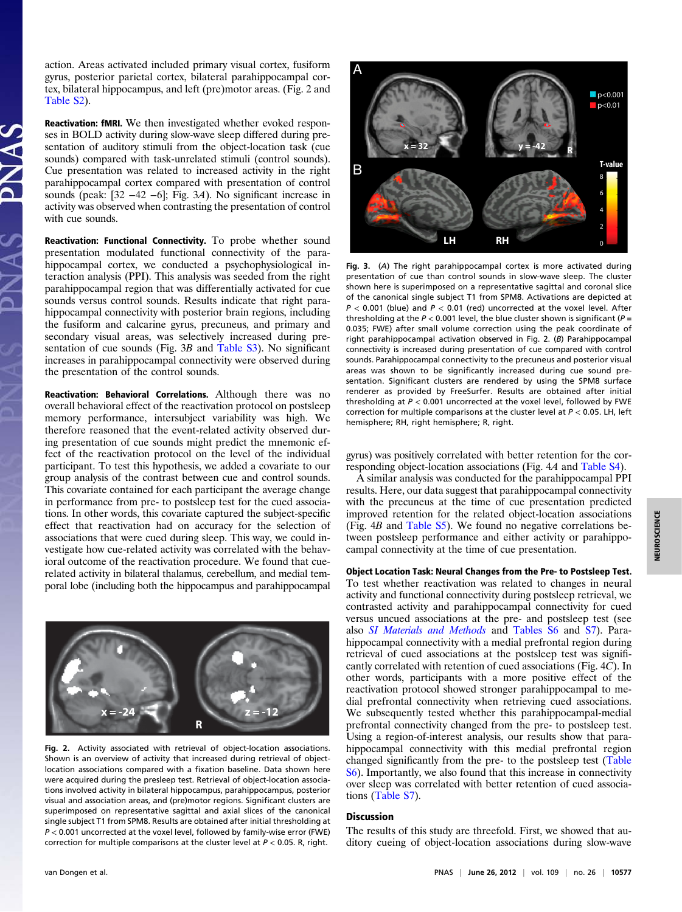action. Areas activated included primary visual cortex, fusiform gyrus, posterior parietal cortex, bilateral parahippocampal cortex, bilateral hippocampus, and left (pre)motor areas. (Fig. 2 and Table S2).

**Reactivation: fMRI.** We then investigated whether evoked responses in BOLD activity during slow-wave sleep differed during presentation of auditory stimuli from the object-location task (cue sounds) compared with task-unrelated stimuli (control sounds). Cue presentation was related to increased activity in the right parahippocampal cortex compared with presentation of control sounds (peak: [32 −42 −6]; Fig. 3*A*). No significant increase in activity was observed when contrasting the presentation of control with cue sounds.

**Reactivation: Functional Connectivity.** To probe whether sound presentation modulated functional connectivity of the parahippocampal cortex, we conducted a psychophysiological interaction analysis (PPI). This analysis was seeded from the right parahippocampal region that was differentially activated for cue sounds versus control sounds. Results indicate that right parahippocampal connectivity with posterior brain regions, including the fusiform and calcarine gyrus, precuneus, and primary and secondary visual areas, was selectively increased during presentation of cue sounds (Fig. 3*B* and Table S3). No significant increases in parahippocampal connectivity were observed during the presentation of the control sounds.

**Reactivation: Behavioral Correlations.** Although there was no overall behavioral effect of the reactivation protocol on postsleep memory performance, intersubject variability was high. We therefore reasoned that the event-related activity observed during presentation of cue sounds might predict the mnemonic effect of the reactivation protocol on the level of the individual participant. To test this hypothesis, we added a covariate to our group analysis of the contrast between cue and control sounds. This covariate contained for each participant the average change in performance from pre- to postsleep test for the cued associations. In other words, this covariate captured the subject-specific effect that reactivation had on accuracy for the selection of associations that were cued during sleep. This way, we could investigate how cue-related activity was correlated with the behavioral outcome of the reactivation procedure. We found that cue-related activity in bilateral thalamus, cerebellum, and medial temporal lobe (including both the hippocampus and parahippocampal gyrus) was positively correlated with better retention for the corresponding object-location associations (Fig. 4*A* and Table S4).

A similar analysis was conducted for the parahippocampal PPI results. Here, our data suggest that parahippocampal connectivity with the precuneus at the time of cue presentation predicted improved retention for the related object-location associations (Fig. 4*B* and Table S5). We found no negative correlations between postsleep performance and either activity or parahippocampal connectivity at the time of cue presentation.

Fig. 2. Activity associated with retrieval of object-location associations. Shown is an overview of activity that increased during retrieval of object-location associations compared with a fixation baseline. Data shown here were acquired during the presleep test. Retrieval of object-location associations involved activity in bilateral hippocampus, parahippocampus, posterior visual and association areas, and (pre)motor regions. Significant clusters are superimposed on representative sagittal and axial slices of the canonical single subject T1 from SPM8. Results are obtained after initial thresholding at $P < 0.001$ uncorrected at the voxel level, followed by family-wise error (FWE) correction for multiple comparisons at the cluster level at $P < 0.05$. R, right.

Fig. 3. (*A*) The right parahippocampal cortex is more activated during presentation of cue than control sounds in slow-wave sleep. The cluster shown here is superimposed on a representative sagittal and coronal slice of the canonical single subject T1 from SPM8. Activations are depicted at $P < 0.001$ (blue) and $P < 0.01$ (red) uncorrected at the voxel level. After thresholding at the $P < 0.001$ level, the blue cluster shown is significant ($P = 0.035$; FWE) after small volume correction using the peak coordinate of right parahippocampal activation observed in Fig. 2. (*B*) Parahippocampal connectivity is increased during presentation of cue compared with control sounds. Parahippocampal connectivity to the precuneus and posterior visual areas was shown to be significantly increased during cue sound presentation. Significant clusters are rendered by using the SPM8 surface renderer as provided by FreeSurfer. Results are obtained after initial thresholding at $P < 0.001$ uncorrected at the voxel level, followed by FWE correction for multiple comparisons at the cluster level at $P < 0.05$. LH, left hemisphere; RH, right hemisphere; R, right.

**Object Location Task: Neural Changes from the Pre- to Postsleep Test.** To test whether reactivation was related to changes in neural activity and functional connectivity during postsleep retrieval, we contrasted activity and parahippocampal connectivity for cued versus uncued associations at the pre- and postsleep test (see also *SI Materials and Methods* and Tables S6 and S7). Parahippocampal connectivity with a medial prefrontal region during retrieval of cued associations at the postsleep test was significantly correlated with retention of cued associations (Fig. 4*C*). In other words, participants with a more positive effect of the reactivation protocol showed stronger parahippocampal to medial prefrontal connectivity when retrieving cued associations. We subsequently tested whether this parahippocampal-medial prefrontal connectivity changed from the pre- to postsleep test. Using a region-of-interest analysis, our results show that parahippocampal connectivity with this medial prefrontal region changed significantly from the pre- to the postsleep test (Table S6). Importantly, we also found that this increase in connectivity over sleep was correlated with better retention of cued associations (Table S7).

## Discussion

The results of this study are threefold. First, we showed that auditory cueing of object-location associations during slow-wave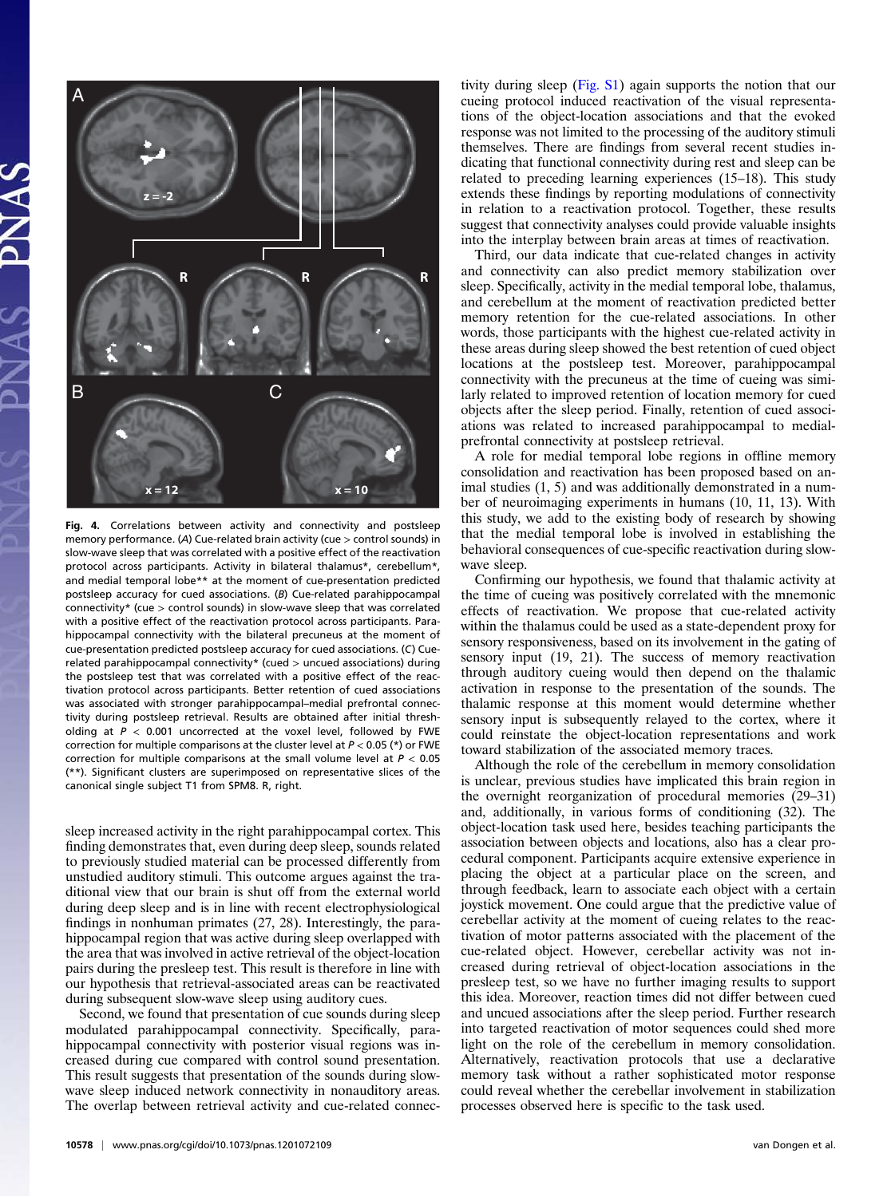A

z = -2

R R R

B C

x = 12 x = 10

**Fig. 4.** Correlations between activity and connectivity and postsleep memory performance. (*A*) Cue-related brain activity (cue > control sounds) in slow-wave sleep that was correlated with a positive effect of the reactivation protocol across participants. Activity in bilateral thalamus*, cerebellum*, and medial temporal lobe** at the moment of cue-presentation predicted postsleep accuracy for cued associations. (*B*) Cue-related parahippocampal connectivity* (cue > control sounds) in slow-wave sleep that was correlated with a positive effect of the reactivation protocol across participants. Parahippocampal connectivity with the bilateral precuneus at the moment of cue-presentation predicted postsleep accuracy for cued associations. (*C*) Cue-related parahippocampal connectivity* (cued > uncued associations) during the postsleep test that was correlated with a positive effect of the reactivation protocol across participants. Better retention of cued associations was associated with stronger parahippocampal–medial prefrontal connectivity during postsleep retrieval. Results are obtained after initial thresholding at $P < 0.001$ uncorrected at the voxel level, followed by FWE correction for multiple comparisons at the cluster level at $P < 0.05$ (*) or FWE correction for multiple comparisons at the small volume level at $P < 0.05$ (**). Significant clusters are superimposed on representative slices of the canonical single subject T1 from SPM8. R, right.

sleep increased activity in the right parahippocampal cortex. This finding demonstrates that, even during deep sleep, sounds related to previously studied material can be processed differently from unstudied auditory stimuli. This outcome argues against the traditional view that our brain is shut off from the external world during deep sleep and is in line with recent electrophysiological findings in nonhuman primates (27, 28). Interestingly, the parahippocampal region that was active during sleep overlapped with the area that was involved in active retrieval of the object-location pairs during the presleep test. This result is therefore in line with our hypothesis that retrieval-associated areas can be reactivated during subsequent slow-wave sleep using auditory cues.

Second, we found that presentation of cue sounds during sleep modulated parahippocampal connectivity. Specifically, parahippocampal connectivity with posterior visual regions was increased during cue compared with control sound presentation. This result suggests that presentation of the sounds during slow-wave sleep induced network connectivity in nonauditory areas. The overlap between retrieval activity and cue-related connectivity during sleep (Fig. S1) again supports the notion that our cueing protocol induced reactivation of the visual representations of the object-location associations and that the evoked response was not limited to the processing of the auditory stimuli themselves. There are findings from several recent studies indicating that functional connectivity during rest and sleep can be related to preceding learning experiences (15–18). This study extends these findings by reporting modulations of connectivity in relation to a reactivation protocol. Together, these results suggest that connectivity analyses could provide valuable insights into the interplay between brain areas at times of reactivation.

Third, our data indicate that cue-related changes in activity and connectivity can also predict memory stabilization over sleep. Specifically, activity in the medial temporal lobe, thalamus, and cerebellum at the moment of reactivation predicted better memory retention for the cue-related associations. In other words, those participants with the highest cue-related activity in these areas during sleep showed the best retention of cued object locations at the postsleep test. Moreover, parahippocampal connectivity with the precuneus at the time of cueing was similarly related to improved retention of location memory for cued objects after the sleep period. Finally, retention of cued associations was related to increased parahippocampal to medial-prefrontal connectivity at postsleep retrieval.

A role for medial temporal lobe regions in offline memory consolidation and reactivation has been proposed based on animal studies (1, 5) and was additionally demonstrated in a number of neuroimaging experiments in humans (10, 11, 13). With this study, we add to the existing body of research by showing that the medial temporal lobe is involved in establishing the behavioral consequences of cue-specific reactivation during slow-wave sleep.

Confirming our hypothesis, we found that thalamic activity at the time of cueing was positively correlated with the mnemonic effects of reactivation. We propose that cue-related activity within the thalamus could be used as a state-dependent proxy for sensory responsiveness, based on its involvement in the gating of sensory input (19, 21). The success of memory reactivation through auditory cueing would then depend on the thalamic activation in response to the presentation of the sounds. The thalamic response at this moment would determine whether sensory input is relayed to the cortex, where it could reinstate the object-location representations and work toward stabilization of the associated memory traces.

Although the role of the cerebellum in memory consolidation is unclear, previous studies have implicated this brain region in the overnight reorganization of procedural memories (29–31) and, additionally, in various forms of conditioning (32). The object-location task used here, besides teaching participants the association between objects and locations, also has a clear procedural component. Participants acquire extensive experience in placing the object at a particular place on the screen, and through feedback, learn to associate each object with a certain joystick movement. One could argue that the predictive value of cerebellar activity at the moment of cueing relates to the reactivation of motor patterns associated with the placement of the cue-related object. However, cerebellar activity was not increased during retrieval of object-location associations in the presleep test, so we have no further imaging results to support this idea. Moreover, reaction times did not differ between cued and uncued associations after the sleep period. Further research into targeted reactivation of motor sequences could shed more light on the role of the cerebellum in memory consolidation. Alternatively, reactivation protocols that use a declarative memory task without a rather sophisticated motor response could reveal whether the cerebellar involvement in stabilization processes observed here is specific to the task used.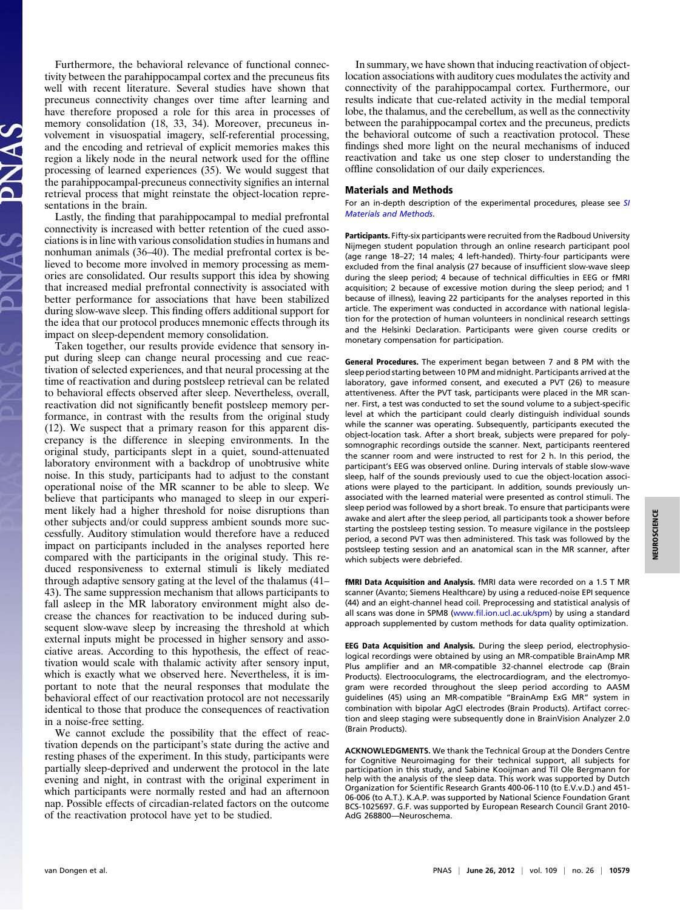Furthermore, the behavioral relevance of functional connectivity between the parahippocampal cortex and the precuneus fits well with recent literature. Several studies have shown that precuneus connectivity changes over time after learning and have therefore proposed a role for this area in processes of memory consolidation (18, 33, 34). Moreover, precuneus involvement in visuospatial imagery, self-referential processing, and the encoding and retrieval of explicit memories makes this region a likely node in the neural network used for the offline processing of learned experiences (35). We would suggest that the parahippocampal-precuneus connectivity signifies an internal retrieval process that might reinstate the object-location representations in the brain.

Lastly, the finding that parahippocampal to medial prefrontal connectivity is increased with better retention of the cued associations is in line with various consolidation studies in humans and nonhuman animals (36–40). The medial prefrontal cortex is believed to become more involved in memory processing as memories are consolidated. Our results support this idea by showing that increased medial prefrontal connectivity is associated with better performance for associations that have been stabilized during slow-wave sleep. This finding offers additional support for the idea that our protocol produces mnemonic effects through its impact on sleep-dependent memory consolidation.

Taken together, our results provide evidence that sensory input during sleep can change neural processing and cue reactivation of selected experiences, and that neural processing at the time of reactivation and during postsleep retrieval can be related to behavioral effects observed after sleep. Nevertheless, overall, reactivation did not significantly benefit postsleep memory performance, in contrast with the results from the original study (12). We suspect that a primary reason for this apparent discrepancy is the difference in sleeping environments. In the original study, participants slept in a quiet, sound-attenuated laboratory environment with a backdrop of unobtrusive white noise. In this study, participants had to adjust to the constant operational noise of the MR scanner to be able to sleep. We believe that participants who managed to sleep in our experiment likely had a higher threshold for noise disruptions than other subjects and/or could suppress ambient sounds more successfully. Auditory stimulation would therefore have a reduced impact on participants included in the analyses reported here compared with the participants in the original study. This reduced responsiveness to external stimuli is likely mediated through adaptive sensory gating at the level of the thalamus (41–43). The same suppression mechanism that allows participants to fall asleep in the MR laboratory environment might also decrease the chances for reactivation to be induced during subsequent slow-wave sleep by increasing the threshold at which external inputs might be processed in higher sensory and associative areas. According to this hypothesis, the effect of reactivation would scale with thalamic activity after sensory input, which is exactly what we observed here. Nevertheless, it is important to note that the neural responses that modulate the behavioral effect of our reactivation protocol are not necessarily identical to those that produce the consequences of reactivation in a noise-free setting.

We cannot exclude the possibility that the effect of reactivation depends on the participant's state during the active and resting phases of the experiment. In this study, participants were partially sleep-deprived and underwent the protocol in the late evening and night, in contrast with the original experiment in which participants were normally rested and had an afternoon nap. Possible effects of circadian-related factors on the outcome of the reactivation protocol have yet to be studied.

In summary, we have shown that inducing reactivation of object-location associations with auditory cues modulates the activity and connectivity of the parahippocampal cortex. Furthermore, our results indicate that cue-related activity in the medial temporal lobe, the thalamus, and the cerebellum, as well as the connectivity between the parahippocampal cortex and the precuneus, predicts the behavioral outcome of such a reactivation protocol. These findings shed more light on the neural mechanisms of induced reactivation and take us one step closer to understanding the offline consolidation of our daily experiences.

## Materials and Methods

For an in-depth description of the experimental procedures, please see *SI Materials and Methods*.

**Participants.** Fifty-six participants were recruited from the Radboud University Nijmegen student population through an online research participant pool (age range 18–27; 14 males; 4 left-handed). Thirty-four participants were excluded from the final analysis (27 because of insufficient slow-wave sleep during the sleep period; 4 because of technical difficulties in EEG or fMRI acquisition; 2 because of excessive motion during the sleep period; and 1 because of illness), leaving 22 participants for the analyses reported in this article. The experiment was conducted in accordance with national legislation for the protection of human volunteers in nonclinical research settings and the Helsinki Declaration. Participants were given course credits or monetary compensation for participation.

**General Procedures.** The experiment began between 7 and 8 PM with the sleep period starting between 10 PM and midnight. Participants arrived at the laboratory, gave informed consent, and executed a PVT (26) to measure attentiveness. After the PVT task, participants were placed in the MR scanner. First, a test was conducted to set the sound volume to a subject-specific level at which the participant could clearly distinguish individual sounds while the scanner was operating. Subsequently, participants executed the object-location task. After a short break, subjects were prepared for polysomnographic recordings outside the scanner. Next, participants reentered the scanner room and were instructed to rest for 2 h. In this period, the participant's EEG was observed online. During intervals of stable slow-wave sleep, half of the sounds previously used to cue the object-location associations were played to the participant. In addition, sounds previously unassociated with the learned material were presented as control stimuli. The sleep period was followed by a short break. To ensure that participants were awake and alert after the sleep period, all participants took a shower before starting the postsleep testing session. To measure vigilance in the postsleep period, a second PVT was then administered. This task was followed by the postsleep testing session and an anatomical scan in the MR scanner, after which subjects were debriefed.

**fMRI Data Acquisition and Analysis.** fMRI data were recorded on a 1.5 T MR scanner (Avanto; Siemens Healthcare) by using a reduced-noise EPI sequence (44) and an eight-channel head coil. Preprocessing and statistical analysis of all scans was done in SPM8 (www.fil.ion.ucl.ac.uk/spm) by using a standard approach supplemented by custom methods for data quality optimization.

**EEG Data Acquisition and Analysis.** During the sleep period, electrophysiological recordings were obtained by using an MR-compatible BrainAmp MR Plus amplifier and an MR-compatible 32-channel electrode cap (Brain Products). Electrooculograms, the electrocardiogram, and the electromyogram were recorded throughout the sleep period according to AASM guidelines (45) using an MR-compatible "BrainAmp ExG MR" system in combination with bipolar AgCl electrodes (Brain Products). Artifact correction and sleep staging were subsequently done in BrainVision Analyzer 2.0 (Brain Products).

**ACKNOWLEDGMENTS.** We thank the Technical Group at the Donders Centre for Cognitive Neuroimaging for their technical support, all subjects for participation in this study, and Sabine Kooijman and Til Ole Bergmann for help with the analysis of the sleep data. This work was supported by Dutch Organization for Scientific Research Grants 400-06-110 (to E.V.v.D.) and 451-06-006 (to A.T.). K.A.P. was supported by National Science Foundation Grant BCS-1025697. G.F. was supported by European Research Council Grant 2010-AdG 268800—Neuroschema.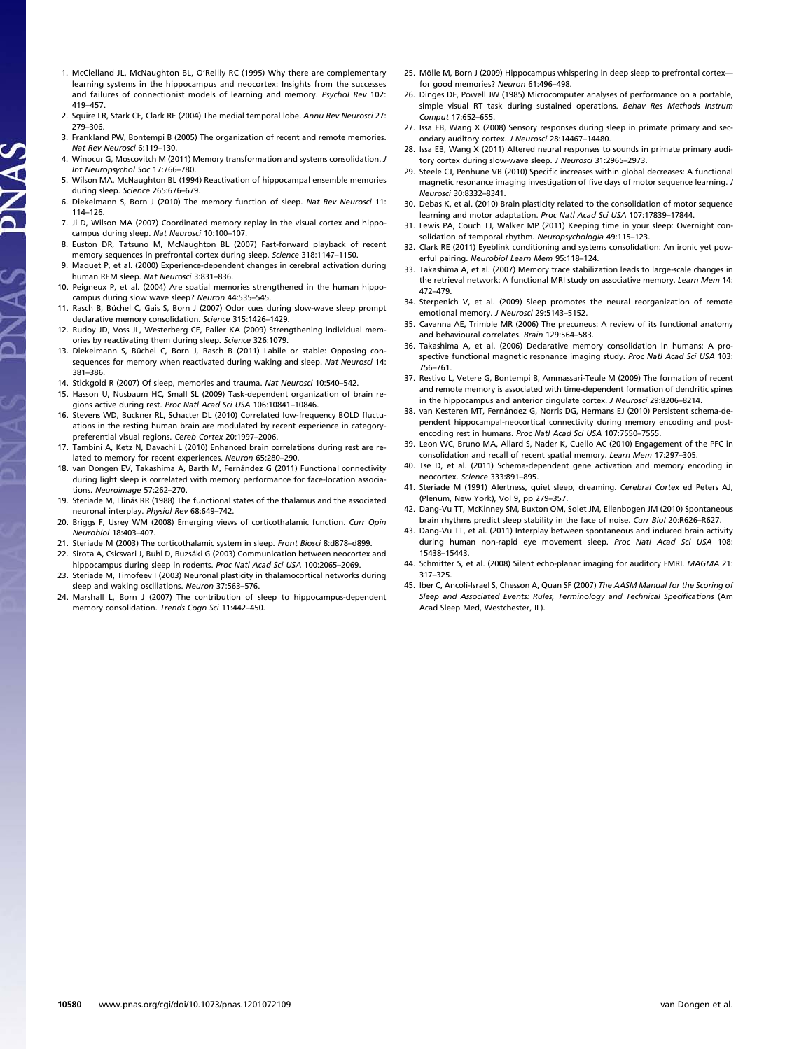1. McClelland JL, McNaughton BL, O'Reilly RC (1995) Why there are complementary learning systems in the hippocampus and neocortex: Insights from the successes and failures of connectionist models of learning and memory. *Psychol Rev* 102: 419–457.
2. Squire LR, Stark CE, Clark RE (2004) The medial temporal lobe. *Annu Rev Neurosci* 27: 279–306.
3. Frankland PW, Bontempi B (2005) The organization of recent and remote memories. *Nat Rev Neurosci* 6:119–130.
4. Winocur G, Moscovitch M (2011) Memory transformation and systems consolidation. *J Int Neuropsychol Soc* 17:766–780.
5. Wilson MA, McNaughton BL (1994) Reactivation of hippocampal ensemble memories during sleep. *Science* 265:676–679.
6. Diekelmann S, Born J (2010) The memory function of sleep. *Nat Rev Neurosci* 11: 114–126.
7. Ji D, Wilson MA (2007) Coordinated memory replay in the visual cortex and hippocampus during sleep. *Nat Neurosci* 10:100–107.
8. Euston DR, Tatsuno M, McNaughton BL (2007) Fast-forward playback of recent memory sequences in prefrontal cortex during sleep. *Science* 318:1147–1150.
9. Maquet P, et al. (2000) Experience-dependent changes in cerebral activation during human REM sleep. *Nat Neurosci* 3:831–836.
10. Peigneux P, et al. (2004) Are spatial memories strengthened in the human hippocampus during slow wave sleep? *Neuron* 44:535–545.
11. Rasch B, Büchel C, Gais S, Born J (2007) Odor cues during slow-wave sleep prompt declarative memory consolidation. *Science* 315:1426–1429.
12. Rudoy JD, Voss JL, Westerberg CE, Paller KA (2009) Strengthening individual memories by reactivating them during sleep. *Science* 326:1079.
13. Diekelmann S, Büchel C, Born J, Rasch B (2011) Labile or stable: Opposing consequences for memory when reactivated during waking and sleep. *Nat Neurosci* 14: 381–386.
14. Stickgold R (2007) Of sleep, memories and trauma. *Nat Neurosci* 10:540–542.
15. Hasson U, Nusbaum HC, Small SL (2009) Task-dependent organization of brain regions active during rest. *Proc Natl Acad Sci USA* 106:10841–10846.
16. Stevens WD, Buckner RL, Schacter DL (2010) Correlated low-frequency BOLD fluctuations in the resting human brain are modulated by recent experience in category-preferential visual regions. *Cereb Cortex* 20:1997–2006.
17. Tambini A, Ketz N, Davachi L (2010) Enhanced brain correlations during rest are related to memory for recent experiences. *Neuron* 65:280–290.
18. van Dongen EV, Takashima A, Barth M, Fernández G (2011) Functional connectivity during light sleep is correlated with memory performance for face-location associations. *Neuroimage* 57:262–270.
19. Steriade M, Llinás RR (1988) The functional states of the thalamus and the associated neuronal interplay. *Physiol Rev* 68:649–742.
20. Briggs F, Usrey WM (2008) Emerging views of corticothalamic function. *Curr Opin Neurobiol* 18:403–407.
21. Steriade M (2003) The corticothalamic system in sleep. *Front Biosci* 8:d878–d899.
22. Sirota A, Csicsvari J, Buhl D, Buzsáki G (2003) Communication between neocortex and hippocampus during sleep in rodents. *Proc Natl Acad Sci USA* 100:2065–2069.
23. Steriade M, Timofeev I (2003) Neuronal plasticity in thalamocortical networks during sleep and waking oscillations. *Neuron* 37:563–576.
24. Marshall L, Born J (2007) The contribution of sleep to hippocampus-dependent memory consolidation. *Trends Cogn Sci* 11:442–450.
25. Mölle M, Born J (2009) Hippocampus whispering in deep sleep to prefrontal cortex—for good memories? *Neuron* 61:496–498.
26. Dinges DF, Powell JW (1985) Microcomputer analyses of performance on a portable, simple visual RT task during sustained operations. *Behav Res Methods Instrum Comput* 17:652–655.
27. Issa EB, Wang X (2008) Sensory responses during sleep in primate primary and secondary auditory cortex. *J Neurosci* 28:14467–14480.
28. Issa EB, Wang X (2011) Altered neural responses to sounds in primate primary auditory cortex during slow-wave sleep. *J Neurosci* 31:2965–2973.
29. Steele CJ, Penhune VB (2010) Specific increases within global decreases: A functional magnetic resonance imaging investigation of five days of motor sequence learning. *J Neurosci* 30:8332–8341.
30. Debas K, et al. (2010) Brain plasticity related to the consolidation of motor sequence learning and motor adaptation. *Proc Natl Acad Sci USA* 107:17839–17844.
31. Lewis PA, Couch TJ, Walker MP (2011) Keeping time in your sleep: Overnight consolidation of temporal rhythm. *Neuropsychologia* 49:115–123.
32. Clark RE (2011) Eyeblink conditioning and systems consolidation: An ironic yet powerful pairing. *Neurobiol Learn Mem* 95:118–124.
33. Takashima A, et al. (2007) Memory trace stabilization leads to large-scale changes in the retrieval network: A functional MRI study on associative memory. *Learn Mem* 14: 472–479.
34. Sterpenich V, et al. (2009) Sleep promotes the neural reorganization of remote emotional memory. *J Neurosci* 29:5143–5152.
35. Cavanna AE, Trimble MR (2006) The precuneus: A review of its functional anatomy and behavioural correlates. *Brain* 129:564–583.
36. Takashima A, et al. (2006) Declarative memory consolidation in humans: A prospective functional magnetic resonance imaging study. *Proc Natl Acad Sci USA* 103: 756–761.
37. Restivo L, Vetere G, Bontempi B, Ammassari-Teule M (2009) The formation of recent and remote memory is associated with time-dependent formation of dendritic spines in the hippocampus and anterior cingulate cortex. *J Neurosci* 29:8206–8214.
38. van Kesteren MT, Fernández G, Norris DG, Hermans EJ (2010) Persistent schema-dependent hippocampal-neocortical connectivity during memory encoding and post-encoding rest in humans. *Proc Natl Acad Sci USA* 107:7550–7555.
39. Leon WC, Bruno MA, Allard S, Nader K, Cuello AC (2010) Engagement of the PFC in consolidation and recall of recent spatial memory. *Learn Mem* 17:297–305.
40. Tse D, et al. (2011) Schema-dependent gene activation and memory encoding in neocortex. *Science* 333:891–895.
41. Steriade M (1991) Alertness, quiet sleep, dreaming. *Cerebral Cortex* ed Peters AJ, (Plenum, New York), Vol 9, pp 279–357.
42. Dang-Vu TT, McKinney SM, Buxton OM, Solet JM, Ellenbogen JM (2010) Spontaneous brain rhythms predict sleep stability in the face of noise. *Curr Biol* 20:R626–R627.
43. Dang-Vu TT, et al. (2011) Interplay between spontaneous and induced brain activity during human non-rapid eye movement sleep. *Proc Natl Acad Sci USA* 108: 15438–15443.
44. Schmitter S, et al. (2008) Silent echo-planar imaging for auditory FMRI. *MAGMA* 21: 317–325.
45. Iber C, Ancoli-Israel S, Chesson A, Quan SF (2007) *The AASM Manual for the Scoring of Sleep and Associated Events: Rules, Terminology and Technical Specifications* (Am Acad Sleep Med, Westchester, IL).